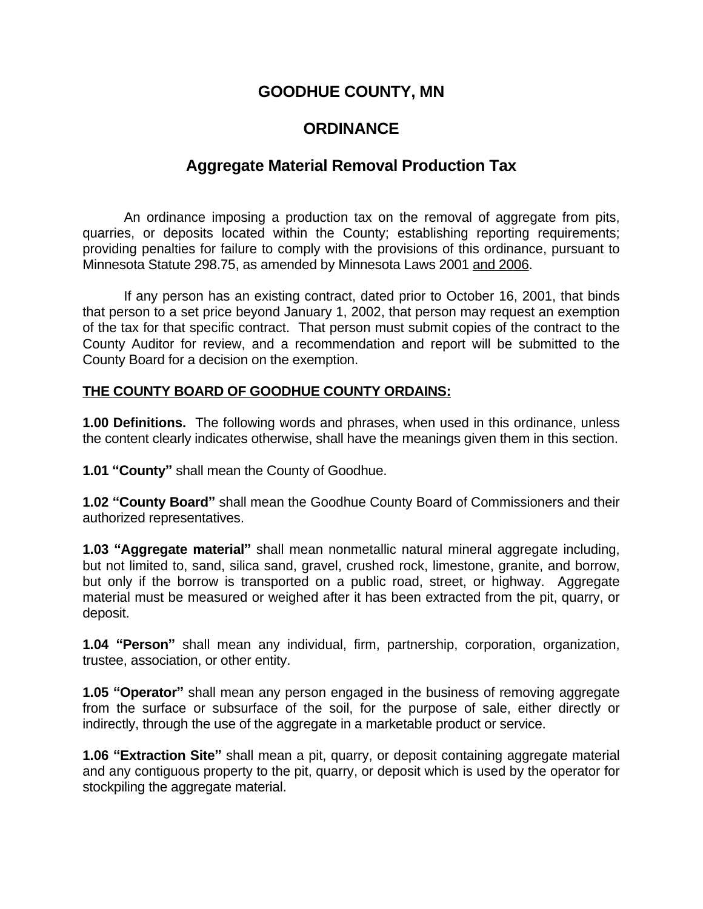# GOODHUE COUNTY, MN

# ORDINANCE

## Aggregate Material Removal Production Tax

An ordinance imposing a production tax on the removal of aggregate from pits, quarries, or deposits located within the County; establishing reporting requirements; providing penalties for failure to comply with the provisions of this ordinance, pursuant to Minnesota Statute 298.75, as amended by Minnesota Laws 2001 and 2006.

If any person has an existing contract, dated prior to October 16, 2001, that binds that person to a set price beyond January 1, 2002, that person may request an exemption of the tax for that specific contract. That person must submit copies of the contract to the County Auditor for review, and a recommendation and report will be submitted to the County Board for a decision on the exemption.

**THE COUNTY BOARD OF GOODHUE COUNTY ORDAINS:**

**1.00 Definitions.** The following words and phrases, when used in this ordinance, unless the content clearly indicates otherwise, shall have the meanings given them in this section.

**1.01 "County"** shall mean the County of Goodhue.

**1.02 "County Board"** shall mean the Goodhue County Board of Commissioners and their authorized representatives.

**1.03 "Aggregate material"** shall mean nonmetallic natural mineral aggregate including, but not limited to, sand, silica sand, gravel, crushed rock, limestone, granite, and borrow, but only if the borrow is transported on a public road, street, or highway. Aggregate material must be measured or weighed after it has been extracted from the pit, quarry, or deposit.

**1.04 "Person"** shall mean any individual, firm, partnership, corporation, organization, trustee, association, or other entity.

**1.05 "Operator"** shall mean any person engaged in the business of removing aggregate from the surface or subsurface of the soil, for the purpose of sale, either directly or indirectly, through the use of the aggregate in a marketable product or service.

**1.06 "Extraction Site"** shall mean a pit, quarry, or deposit containing aggregate material and any contiguous property to the pit, quarry, or deposit which is used by the operator for stockpiling the aggregate material.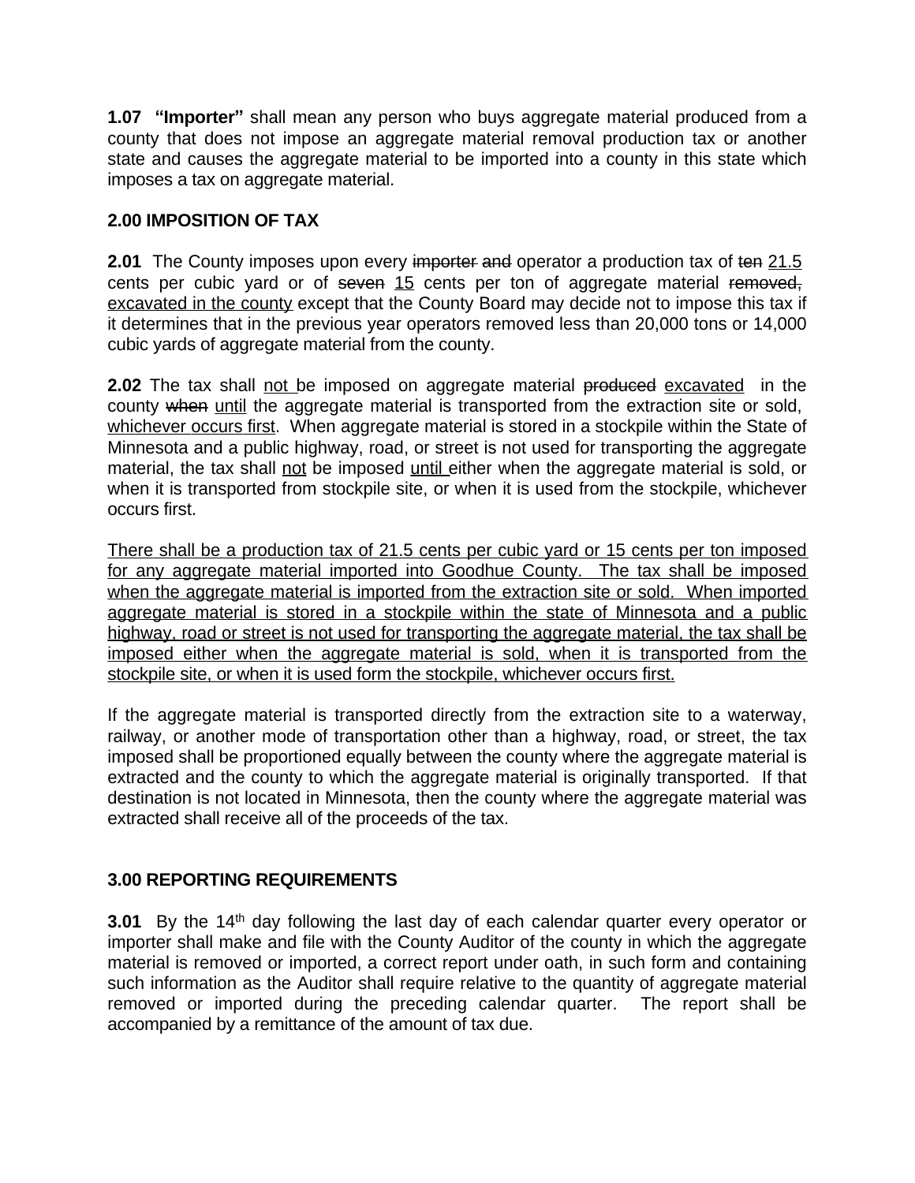**1.07 "Importer"** shall mean any person who buys aggregate material produced from a county that does not impose an aggregate material removal production tax or another state and causes the aggregate material to be imported into a county in this state which imposes a tax on aggregate material.

## 2.00 IMPOSITION OF TAX

**2.01** The County imposes upon every ~~importer and~~ operator a production tax of ~~ten~~ <u>21.5</u> cents per cubic yard or of ~~seven~~ <u>15</u> cents per ton of aggregate material ~~removed,~~ <u>excavated in the county</u> except that the County Board may decide not to impose this tax if it determines that in the previous year operators removed less than 20,000 tons or 14,000 cubic yards of aggregate material from the county.

**2.02** The tax shall <u>not</u> be imposed on aggregate material ~~produced~~ <u>excavated</u> in the county ~~when~~ <u>until</u> the aggregate material is transported from the extraction site or sold, <u>whichever occurs first</u>. When aggregate material is stored in a stockpile within the State of Minnesota and a public highway, road, or street is not used for transporting the aggregate material, the tax shall <u>not</u> be imposed <u>until</u> either when the aggregate material is sold, or when it is transported from stockpile site, or when it is used from the stockpile, whichever occurs first.

<u>There shall be a production tax of 21.5 cents per cubic yard or 15 cents per ton imposed for any aggregate material imported into Goodhue County. The tax shall be imposed when the aggregate material is imported from the extraction site or sold. When imported aggregate material is stored in a stockpile within the state of Minnesota and a public highway, road or street is not used for transporting the aggregate material, the tax shall be imposed either when the aggregate material is sold, when it is transported from the stockpile site, or when it is used form the stockpile, whichever occurs first.</u>

If the aggregate material is transported directly from the extraction site to a waterway, railway, or another mode of transportation other than a highway, road, or street, the tax imposed shall be proportioned equally between the county where the aggregate material is extracted and the county to which the aggregate material is originally transported. If that destination is not located in Minnesota, then the county where the aggregate material was extracted shall receive all of the proceeds of the tax.

## 3.00 REPORTING REQUIREMENTS

**3.01** By the 14th day following the last day of each calendar quarter every operator or importer shall make and file with the County Auditor of the county in which the aggregate material is removed or imported, a correct report under oath, in such form and containing such information as the Auditor shall require relative to the quantity of aggregate material removed or imported during the preceding calendar quarter. The report shall be accompanied by a remittance of the amount of tax due.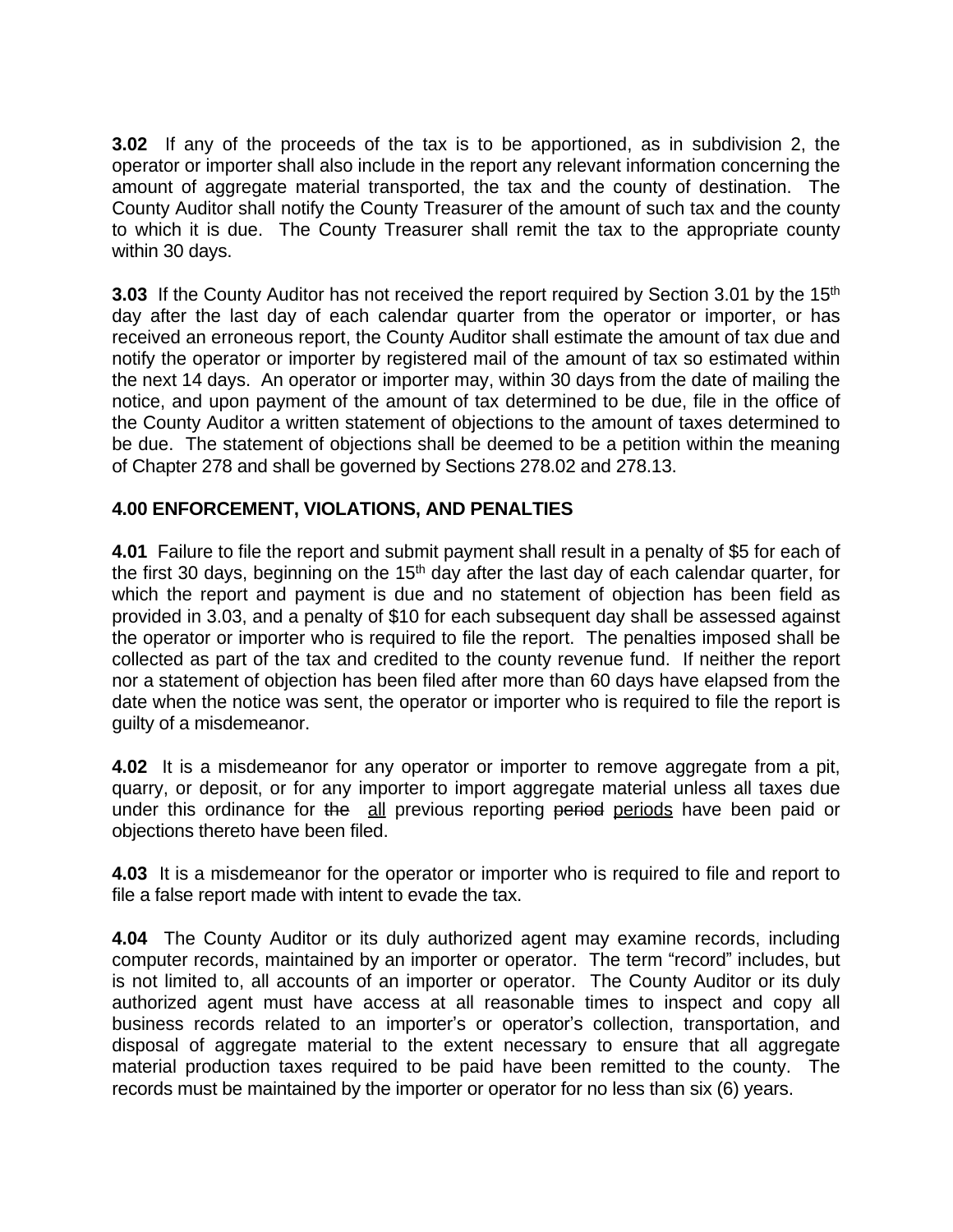**3.02** If any of the proceeds of the tax is to be apportioned, as in subdivision 2, the operator or importer shall also include in the report any relevant information concerning the amount of aggregate material transported, the tax and the county of destination. The County Auditor shall notify the County Treasurer of the amount of such tax and the county to which it is due. The County Treasurer shall remit the tax to the appropriate county within 30 days.

**3.03** If the County Auditor has not received the report required by Section 3.01 by the 15th day after the last day of each calendar quarter from the operator or importer, or has received an erroneous report, the County Auditor shall estimate the amount of tax due and notify the operator or importer by registered mail of the amount of tax so estimated within the next 14 days. An operator or importer may, within 30 days from the date of mailing the notice, and upon payment of the amount of tax determined to be due, file in the office of the County Auditor a written statement of objections to the amount of taxes determined to be due. The statement of objections shall be deemed to be a petition within the meaning of Chapter 278 and shall be governed by Sections 278.02 and 278.13.

## 4.00 ENFORCEMENT, VIOLATIONS, AND PENALTIES

**4.01** Failure to file the report and submit payment shall result in a penalty of $5 for each of the first 30 days, beginning on the 15th day after the last day of each calendar quarter, for which the report and payment is due and no statement of objection has been field as provided in 3.03, and a penalty of $10 for each subsequent day shall be assessed against the operator or importer who is required to file the report. The penalties imposed shall be collected as part of the tax and credited to the county revenue fund. If neither the report nor a statement of objection has been filed after more than 60 days have elapsed from the date when the notice was sent, the operator or importer who is required to file the report is guilty of a misdemeanor.

**4.02** It is a misdemeanor for any operator or importer to remove aggregate from a pit, quarry, or deposit, or for any importer to import aggregate material unless all taxes due under this ordinance for ~~the~~ <u>all</u> previous reporting ~~period~~ <u>periods</u> have been paid or objections thereto have been filed.

**4.03** It is a misdemeanor for the operator or importer who is required to file and report to file a false report made with intent to evade the tax.

**4.04** The County Auditor or its duly authorized agent may examine records, including computer records, maintained by an importer or operator. The term "record" includes, but is not limited to, all accounts of an importer or operator. The County Auditor or its duly authorized agent must have access at all reasonable times to inspect and copy all business records related to an importer's or operator's collection, transportation, and disposal of aggregate material to the extent necessary to ensure that all aggregate material production taxes required to be paid have been remitted to the county. The records must be maintained by the importer or operator for no less than six (6) years.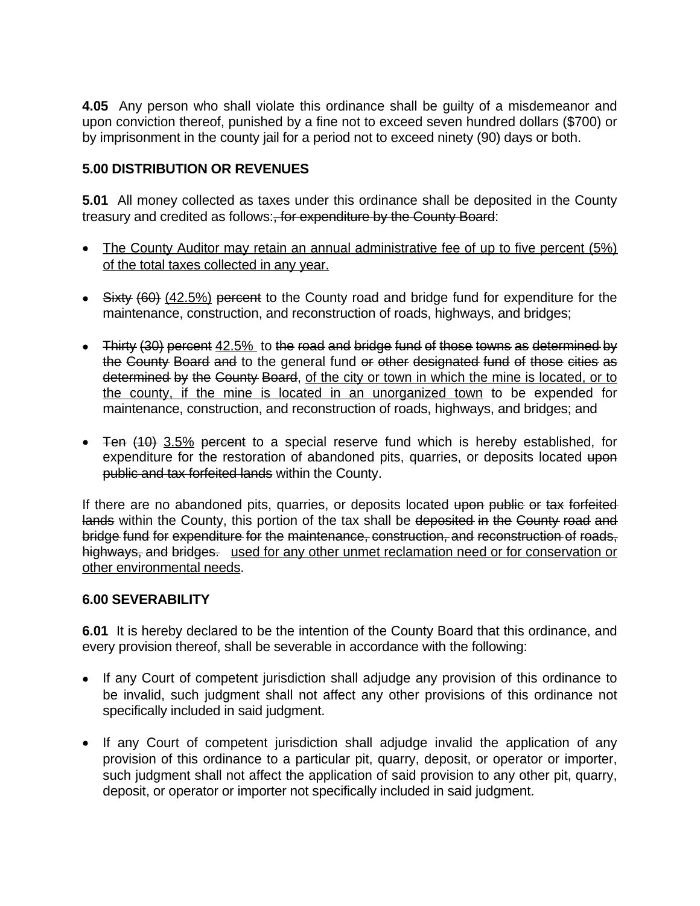**4.05** Any person who shall violate this ordinance shall be guilty of a misdemeanor and upon conviction thereof, punished by a fine not to exceed seven hundred dollars ($700) or by imprisonment in the county jail for a period not to exceed ninety (90) days or both.

## 5.00 DISTRIBUTION OR REVENUES

**5.01** All money collected as taxes under this ordinance shall be deposited in the County treasury and credited as follows:~~, for expenditure by the County Board~~:

- <u>The County Auditor may retain an annual administrative fee of up to five percent (5%) of the total taxes collected in any year.</u>

- ~~Sixty (60)~~ <u>(42.5%)</u> ~~percent~~ to the County road and bridge fund for expenditure for the maintenance, construction, and reconstruction of roads, highways, and bridges;

- ~~Thirty (30) percent~~ <u>42.5%</u> to ~~the road and bridge fund of those towns as determined by the County Board and~~ to the general fund ~~or other designated fund of those cities as determined by the County Board~~, <u>of the city or town in which the mine is located, or to the county, if the mine is located in an unorganized town</u> to be expended for maintenance, construction, and reconstruction of roads, highways, and bridges; and

- ~~Ten (10)~~ <u>3.5%</u> ~~percent~~ to a special reserve fund which is hereby established, for expenditure for the restoration of abandoned pits, quarries, or deposits located ~~upon public and tax forfeited lands~~ within the County.

If there are no abandoned pits, quarries, or deposits located ~~upon public or tax forfeited lands~~ within the County, this portion of the tax shall be ~~deposited in the County road and bridge fund for expenditure for the maintenance, construction, and reconstruction of roads, highways, and bridges.~~ <u>used for any other unmet reclamation need or for conservation or other environmental needs</u>.

## 6.00 SEVERABILITY

**6.01** It is hereby declared to be the intention of the County Board that this ordinance, and every provision thereof, shall be severable in accordance with the following:

- If any Court of competent jurisdiction shall adjudge any provision of this ordinance to be invalid, such judgment shall not affect any other provisions of this ordinance not specifically included in said judgment.

- If any Court of competent jurisdiction shall adjudge invalid the application of any provision of this ordinance to a particular pit, quarry, deposit, or operator or importer, such judgment shall not affect the application of said provision to any other pit, quarry, deposit, or operator or importer not specifically included in said judgment.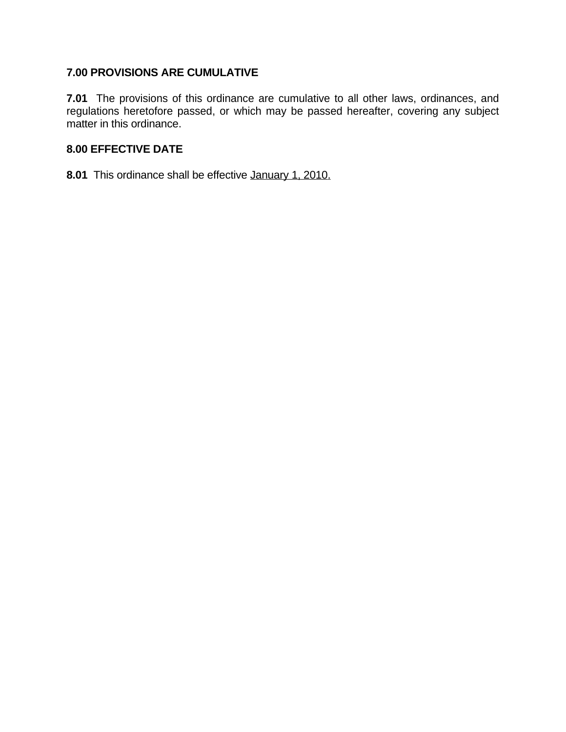## 7.00 PROVISIONS ARE CUMULATIVE

**7.01** The provisions of this ordinance are cumulative to all other laws, ordinances, and regulations heretofore passed, or which may be passed hereafter, covering any subject matter in this ordinance.

## 8.00 EFFECTIVE DATE

**8.01** This ordinance shall be effective <u>January 1, 2010.</u>